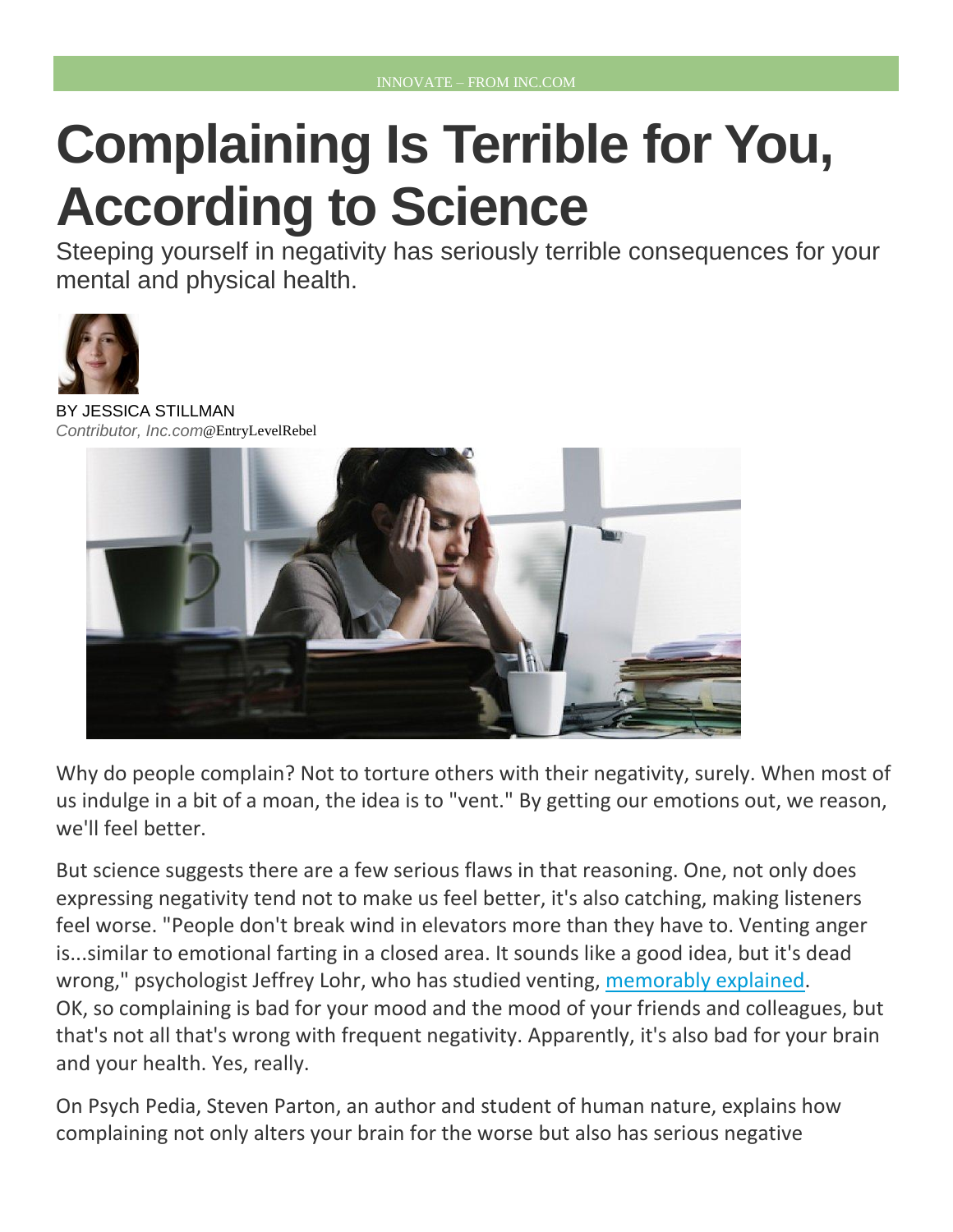INNOVATE – FROM INC.COM

# Complaining Is Terrible for You, According to Science

Steeping yourself in negativity has seriously terrible consequences for your mental and physical health.

BY JESSICA STILLMAN
*Contributor, Inc.com*@EntryLevelRebel

Why do people complain? Not to torture others with their negativity, surely. When most of us indulge in a bit of a moan, the idea is to "vent." By getting our emotions out, we reason, we'll feel better.

But science suggests there are a few serious flaws in that reasoning. One, not only does expressing negativity tend not to make us feel better, it's also catching, making listeners feel worse. "People don't break wind in elevators more than they have to. Venting anger is...similar to emotional farting in a closed area. It sounds like a good idea, but it's dead wrong," psychologist Jeffrey Lohr, who has studied venting, memorably explained.
OK, so complaining is bad for your mood and the mood of your friends and colleagues, but that's not all that's wrong with frequent negativity. Apparently, it's also bad for your brain and your health. Yes, really.

On Psych Pedia, Steven Parton, an author and student of human nature, explains how complaining not only alters your brain for the worse but also has serious negative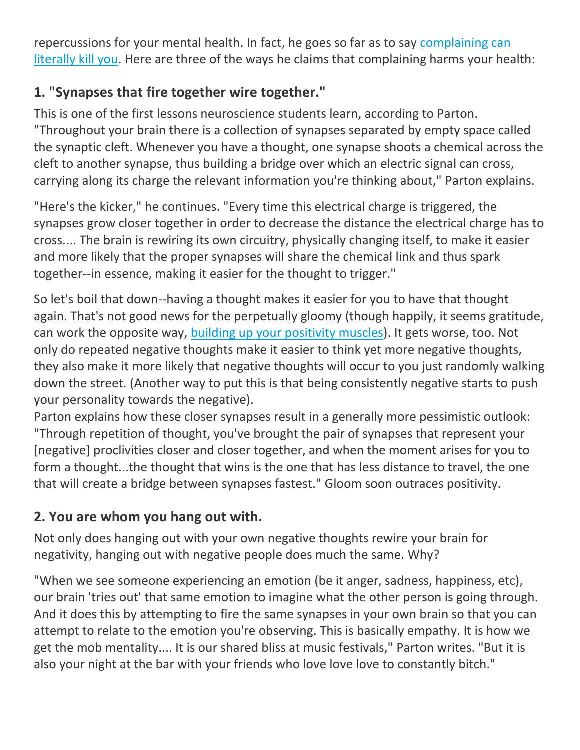repercussions for your mental health. In fact, he goes so far as to say [complaining can literally kill you](). Here are three of the ways he claims that complaining harms your health:

## 1. "Synapses that fire together wire together."

This is one of the first lessons neuroscience students learn, according to Parton. "Throughout your brain there is a collection of synapses separated by empty space called the synaptic cleft. Whenever you have a thought, one synapse shoots a chemical across the cleft to another synapse, thus building a bridge over which an electric signal can cross, carrying along its charge the relevant information you're thinking about," Parton explains.

"Here's the kicker," he continues. "Every time this electrical charge is triggered, the synapses grow closer together in order to decrease the distance the electrical charge has to cross.... The brain is rewiring its own circuitry, physically changing itself, to make it easier and more likely that the proper synapses will share the chemical link and thus spark together--in essence, making it easier for the thought to trigger."

So let's boil that down--having a thought makes it easier for you to have that thought again. That's not good news for the perpetually gloomy (though happily, it seems gratitude, can work the opposite way, [building up your positivity muscles]()). It gets worse, too. Not only do repeated negative thoughts make it easier to think yet more negative thoughts, they also make it more likely that negative thoughts will occur to you just randomly walking down the street. (Another way to put this is that being consistently negative starts to push your personality towards the negative).
Parton explains how these closer synapses result in a generally more pessimistic outlook: "Through repetition of thought, you've brought the pair of synapses that represent your [negative] proclivities closer and closer together, and when the moment arises for you to form a thought...the thought that wins is the one that has less distance to travel, the one that will create a bridge between synapses fastest." Gloom soon outraces positivity.

## 2. You are whom you hang out with.

Not only does hanging out with your own negative thoughts rewire your brain for negativity, hanging out with negative people does much the same. Why?

"When we see someone experiencing an emotion (be it anger, sadness, happiness, etc), our brain 'tries out' that same emotion to imagine what the other person is going through. And it does this by attempting to fire the same synapses in your own brain so that you can attempt to relate to the emotion you're observing. This is basically empathy. It is how we get the mob mentality.... It is our shared bliss at music festivals," Parton writes. "But it is also your night at the bar with your friends who love love love to constantly bitch."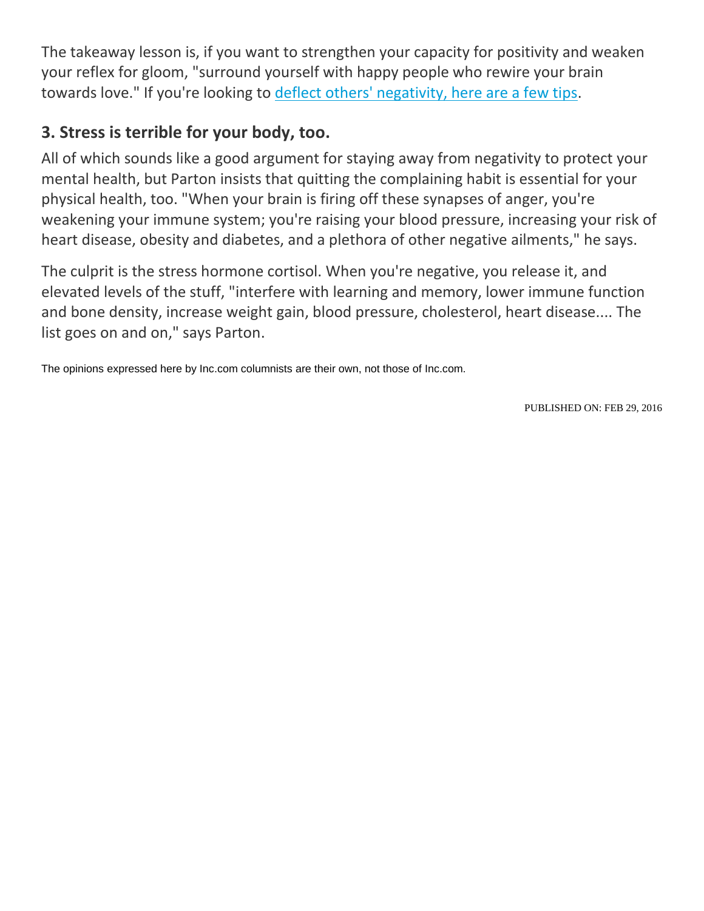The takeaway lesson is, if you want to strengthen your capacity for positivity and weaken your reflex for gloom, "surround yourself with happy people who rewire your brain towards love." If you're looking to deflect others' negativity, here are a few tips.

### 3. Stress is terrible for your body, too.

All of which sounds like a good argument for staying away from negativity to protect your mental health, but Parton insists that quitting the complaining habit is essential for your physical health, too. "When your brain is firing off these synapses of anger, you're weakening your immune system; you're raising your blood pressure, increasing your risk of heart disease, obesity and diabetes, and a plethora of other negative ailments," he says.

The culprit is the stress hormone cortisol. When you're negative, you release it, and elevated levels of the stuff, "interfere with learning and memory, lower immune function and bone density, increase weight gain, blood pressure, cholesterol, heart disease.... The list goes on and on," says Parton.

The opinions expressed here by Inc.com columnists are their own, not those of Inc.com.

PUBLISHED ON: FEB 29, 2016